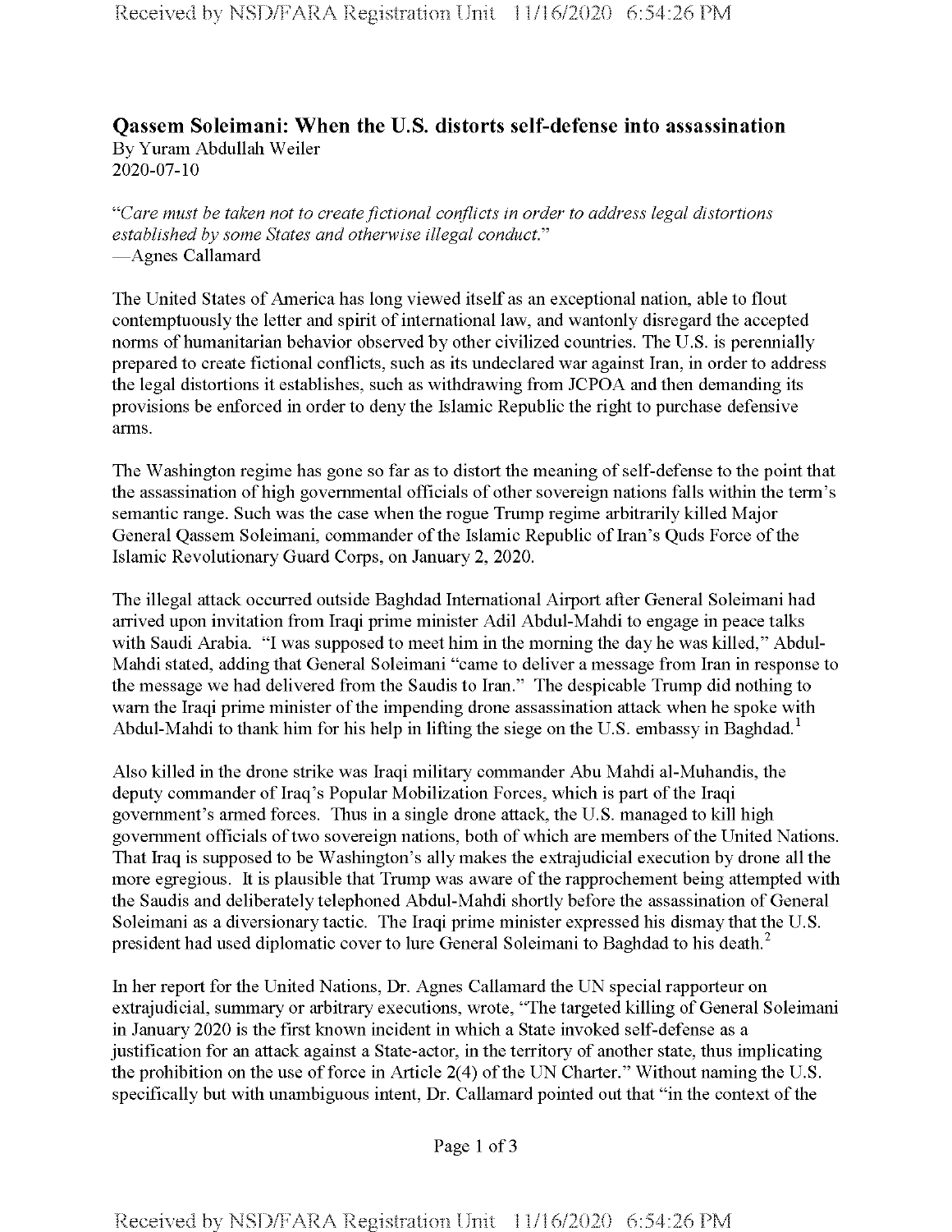# Qassem Soleimani: When the U.S. distorts self-defense into assassination

By Yuram Abdullah Weiler
2020-07-10

*"Care must be taken not to create fictional conflicts in order to address legal distortions established by some States and otherwise illegal conduct."*
—Agnes Callamard

The United States of America has long viewed itself as an exceptional nation, able to flout contemptuously the letter and spirit of international law, and wantonly disregard the accepted norms of humanitarian behavior observed by other civilized countries. The U.S. is perennially prepared to create fictional conflicts, such as its undeclared war against Iran, in order to address the legal distortions it establishes, such as withdrawing from JCPOA and then demanding its provisions be enforced in order to deny the Islamic Republic the right to purchase defensive arms.

The Washington regime has gone so far as to distort the meaning of self-defense to the point that the assassination of high governmental officials of other sovereign nations falls within the term's semantic range. Such was the case when the rogue Trump regime arbitrarily killed Major General Qassem Soleimani, commander of the Islamic Republic of Iran's Quds Force of the Islamic Revolutionary Guard Corps, on January 2, 2020.

The illegal attack occurred outside Baghdad International Airport after General Soleimani had arrived upon invitation from Iraqi prime minister Adil Abdul-Mahdi to engage in peace talks with Saudi Arabia. "I was supposed to meet him in the morning the day he was killed," Abdul-Mahdi stated, adding that General Soleimani "came to deliver a message from Iran in response to the message we had delivered from the Saudis to Iran." The despicable Trump did nothing to warn the Iraqi prime minister of the impending drone assassination attack when he spoke with Abdul-Mahdi to thank him for his help in lifting the siege on the U.S. embassy in Baghdad.[1]

Also killed in the drone strike was Iraqi military commander Abu Mahdi al-Muhandis, the deputy commander of Iraq's Popular Mobilization Forces, which is part of the Iraqi government's armed forces. Thus in a single drone attack, the U.S. managed to kill high government officials of two sovereign nations, both of which are members of the United Nations. That Iraq is supposed to be Washington's ally makes the extrajudicial execution by drone all the more egregious. It is plausible that Trump was aware of the rapprochement being attempted with the Saudis and deliberately telephoned Abdul-Mahdi shortly before the assassination of General Soleimani as a diversionary tactic. The Iraqi prime minister expressed his dismay that the U.S. president had used diplomatic cover to lure General Soleimani to Baghdad to his death.[2]

In her report for the United Nations, Dr. Agnes Callamard the UN special rapporteur on extrajudicial, summary or arbitrary executions, wrote, "The targeted killing of General Soleimani in January 2020 is the first known incident in which a State invoked self-defense as a justification for an attack against a State-actor, in the territory of another state, thus implicating the prohibition on the use of force in Article 2(4) of the UN Charter." Without naming the U.S. specifically but with unambiguous intent, Dr. Callamard pointed out that "in the context of the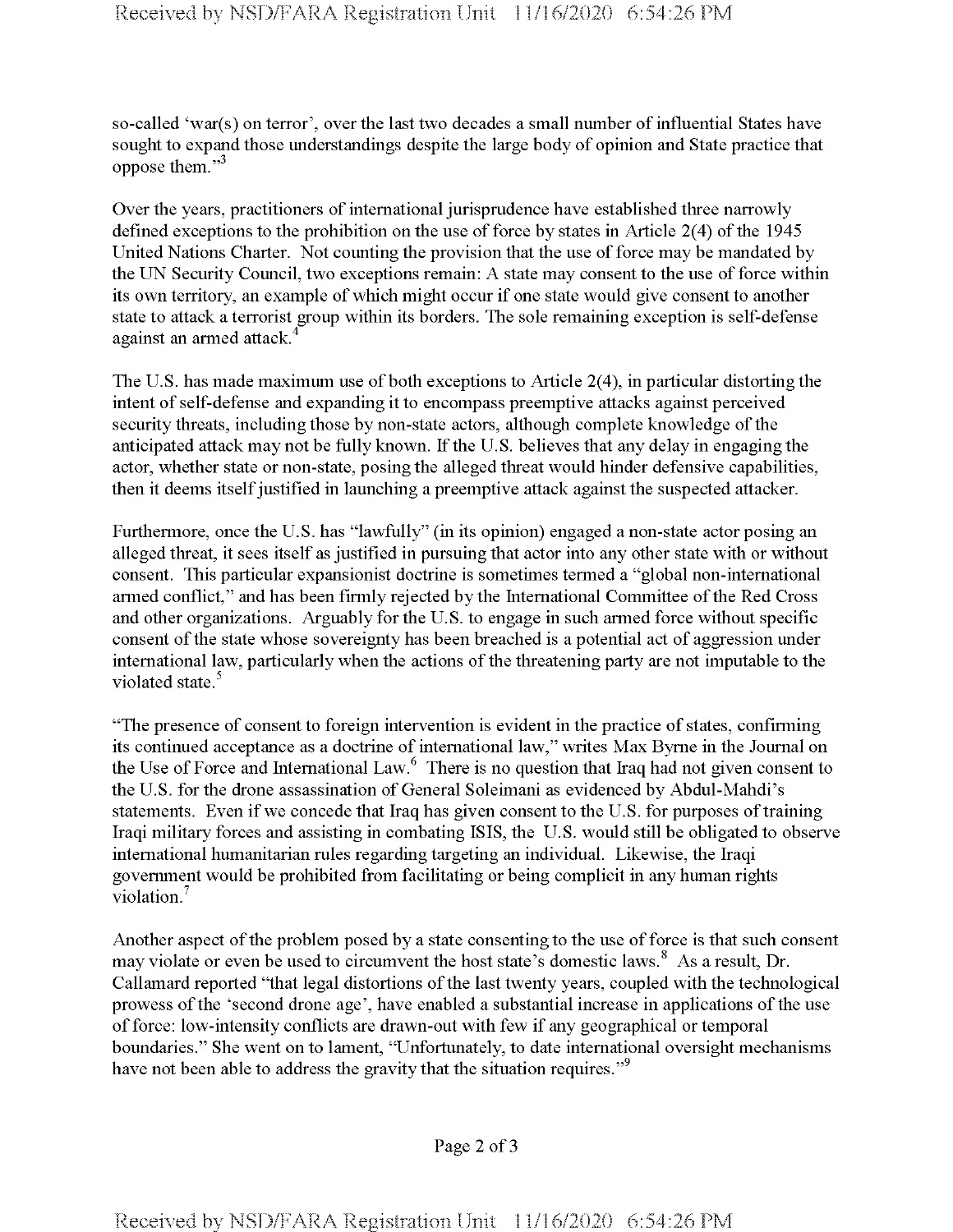so-called 'war(s) on terror', over the last two decades a small number of influential States have sought to expand those understandings despite the large body of opinion and State practice that oppose them."[3]

Over the years, practitioners of international jurisprudence have established three narrowly defined exceptions to the prohibition on the use of force by states in Article 2(4) of the 1945 United Nations Charter. Not counting the provision that the use of force may be mandated by the UN Security Council, two exceptions remain: A state may consent to the use of force within its own territory, an example of which might occur if one state would give consent to another state to attack a terrorist group within its borders. The sole remaining exception is self-defense against an armed attack.[4]

The U.S. has made maximum use of both exceptions to Article 2(4), in particular distorting the intent of self-defense and expanding it to encompass preemptive attacks against perceived security threats, including those by non-state actors, although complete knowledge of the anticipated attack may not be fully known. If the U.S. believes that any delay in engaging the actor, whether state or non-state, posing the alleged threat would hinder defensive capabilities, then it deems itself justified in launching a preemptive attack against the suspected attacker.

Furthermore, once the U.S. has "lawfully" (in its opinion) engaged a non-state actor posing an alleged threat, it sees itself as justified in pursuing that actor into any other state with or without consent. This particular expansionist doctrine is sometimes termed a "global non-international armed conflict," and has been firmly rejected by the International Committee of the Red Cross and other organizations. Arguably for the U.S. to engage in such armed force without specific consent of the state whose sovereignty has been breached is a potential act of aggression under international law, particularly when the actions of the threatening party are not imputable to the violated state.[5]

"The presence of consent to foreign intervention is evident in the practice of states, confirming its continued acceptance as a doctrine of international law," writes Max Byrne in the Journal on the Use of Force and International Law.[6] There is no question that Iraq had not given consent to the U.S. for the drone assassination of General Soleimani as evidenced by Abdul-Mahdi's statements. Even if we concede that Iraq has given consent to the U.S. for purposes of training Iraqi military forces and assisting in combating ISIS, the U.S. would still be obligated to observe international humanitarian rules regarding targeting an individual. Likewise, the Iraqi government would be prohibited from facilitating or being complicit in any human rights violation.[7]

Another aspect of the problem posed by a state consenting to the use of force is that such consent may violate or even be used to circumvent the host state's domestic laws.[8] As a result, Dr. Callamard reported "that legal distortions of the last twenty years, coupled with the technological prowess of the 'second drone age', have enabled a substantial increase in applications of the use of force: low-intensity conflicts are drawn-out with few if any geographical or temporal boundaries." She went on to lament, "Unfortunately, to date international oversight mechanisms have not been able to address the gravity that the situation requires."[9]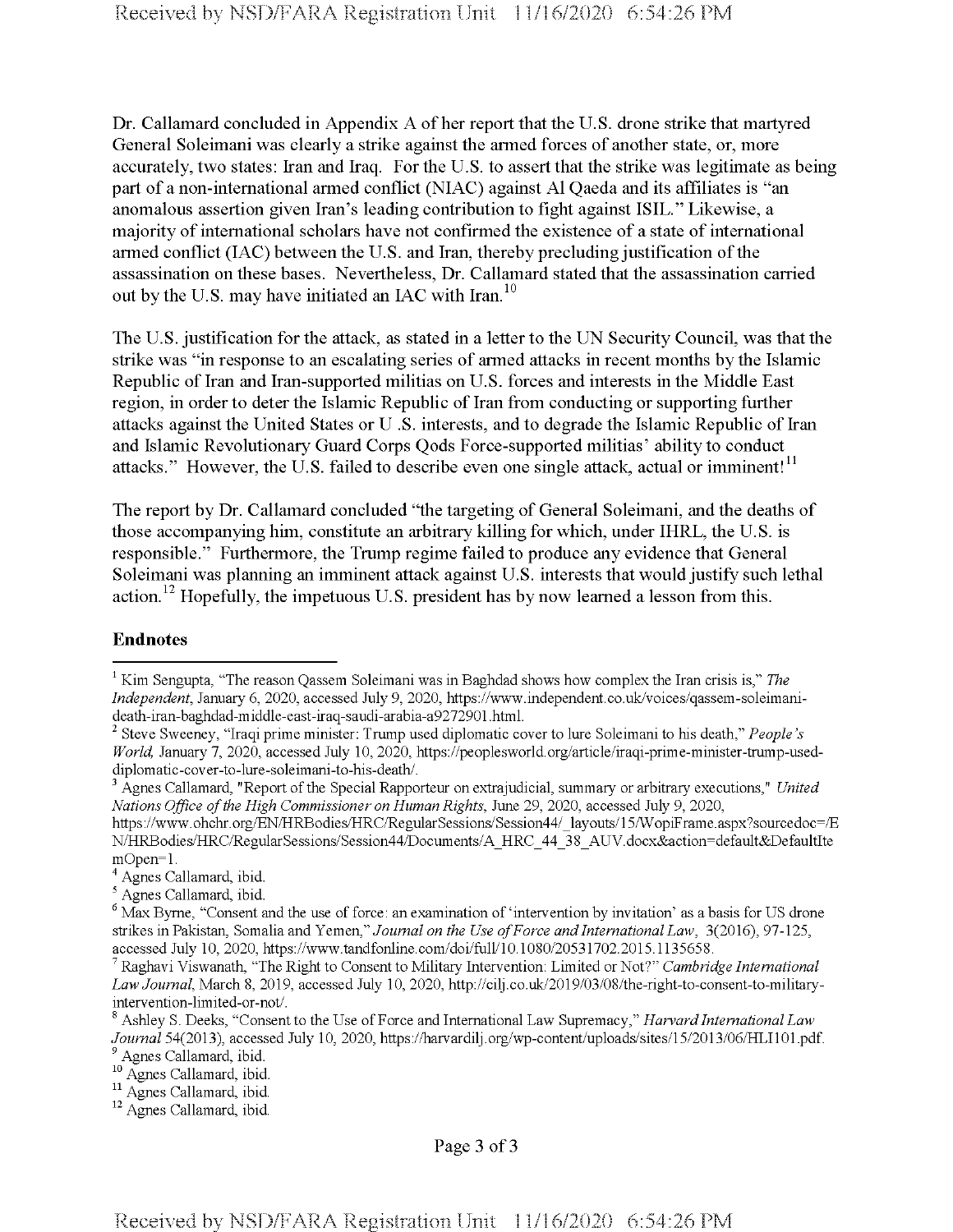Dr. Callamard concluded in Appendix A of her report that the U.S. drone strike that martyred General Soleimani was clearly a strike against the armed forces of another state, or, more accurately, two states: Iran and Iraq. For the U.S. to assert that the strike was legitimate as being part of a non-international armed conflict (NIAC) against Al Qaeda and its affiliates is "an anomalous assertion given Iran's leading contribution to fight against ISIL." Likewise, a majority of international scholars have not confirmed the existence of a state of international armed conflict (IAC) between the U.S. and Iran, thereby precluding justification of the assassination on these bases. Nevertheless, Dr. Callamard stated that the assassination carried out by the U.S. may have initiated an IAC with Iran.[10]

The U.S. justification for the attack, as stated in a letter to the UN Security Council, was that the strike was "in response to an escalating series of armed attacks in recent months by the Islamic Republic of Iran and Iran-supported militias on U.S. forces and interests in the Middle East region, in order to deter the Islamic Republic of Iran from conducting or supporting further attacks against the United States or U .S. interests, and to degrade the Islamic Republic of Iran and Islamic Revolutionary Guard Corps Qods Force-supported militias' ability to conduct attacks." However, the U.S. failed to describe even one single attack, actual or imminent![11]

The report by Dr. Callamard concluded "the targeting of General Soleimani, and the deaths of those accompanying him, constitute an arbitrary killing for which, under IHRL, the U.S. is responsible." Furthermore, the Trump regime failed to produce any evidence that General Soleimani was planning an imminent attack against U.S. interests that would justify such lethal action.[12] Hopefully, the impetuous U.S. president has by now learned a lesson from this.

## Endnotes

[1] Kim Sengupta, "The reason Qassem Soleimani was in Baghdad shows how complex the Iran crisis is," *The Independent*, January 6, 2020, accessed July 9, 2020, https://www.independent.co.uk/voices/qassem-soleimani-death-iran-baghdad-middle-east-iraq-saudi-arabia-a9272901.html.

[2] Steve Sweeney, "Iraqi prime minister: Trump used diplomatic cover to lure Soleimani to his death," *People's World*, January 7, 2020, accessed July 10, 2020, https://peoplesworld.org/article/iraqi-prime-minister-trump-used-diplomatic-cover-to-lure-soleimani-to-his-death/.

[3] Agnes Callamard, "Report of the Special Rapporteur on extrajudicial, summary or arbitrary executions," *United Nations Office of the High Commissioner on Human Rights*, June 29, 2020, accessed July 9, 2020, https://www.ohchr.org/EN/HRBodies/HRC/RegularSessions/Session44/_layouts/15/WopiFrame.aspx?sourcedoc=/EN/HRBodies/HRC/RegularSessions/Session44/Documents/A_HRC_44_38_AUV.docx&action=default&DefaultItemOpen=1.

[4] Agnes Callamard, ibid.

[5] Agnes Callamard, ibid.

[6] Max Byrne, "Consent and the use of force: an examination of 'intervention by invitation' as a basis for US drone strikes in Pakistan, Somalia and Yemen," *Journal on the Use of Force and International Law*, 3(2016), 97-125, accessed July 10, 2020, https://www.tandfonline.com/doi/full/10.1080/20531702.2015.1135658.

[7] Raghavi Viswanath, "The Right to Consent to Military Intervention: Limited or Not?" *Cambridge International Law Journal*, March 8, 2019, accessed July 10, 2020, http://cilj.co.uk/2019/03/08/the-right-to-consent-to-military-intervention-limited-or-not/.

[8] Ashley S. Deeks, "Consent to the Use of Force and International Law Supremacy," *Harvard International Law Journal* 54(2013), accessed July 10, 2020, https://harvardilj.org/wp-content/uploads/sites/15/2013/06/HLI101.pdf.

[9] Agnes Callamard, ibid.

[10] Agnes Callamard, ibid.

[11] Agnes Callamard, ibid.

[12] Agnes Callamard, ibid.